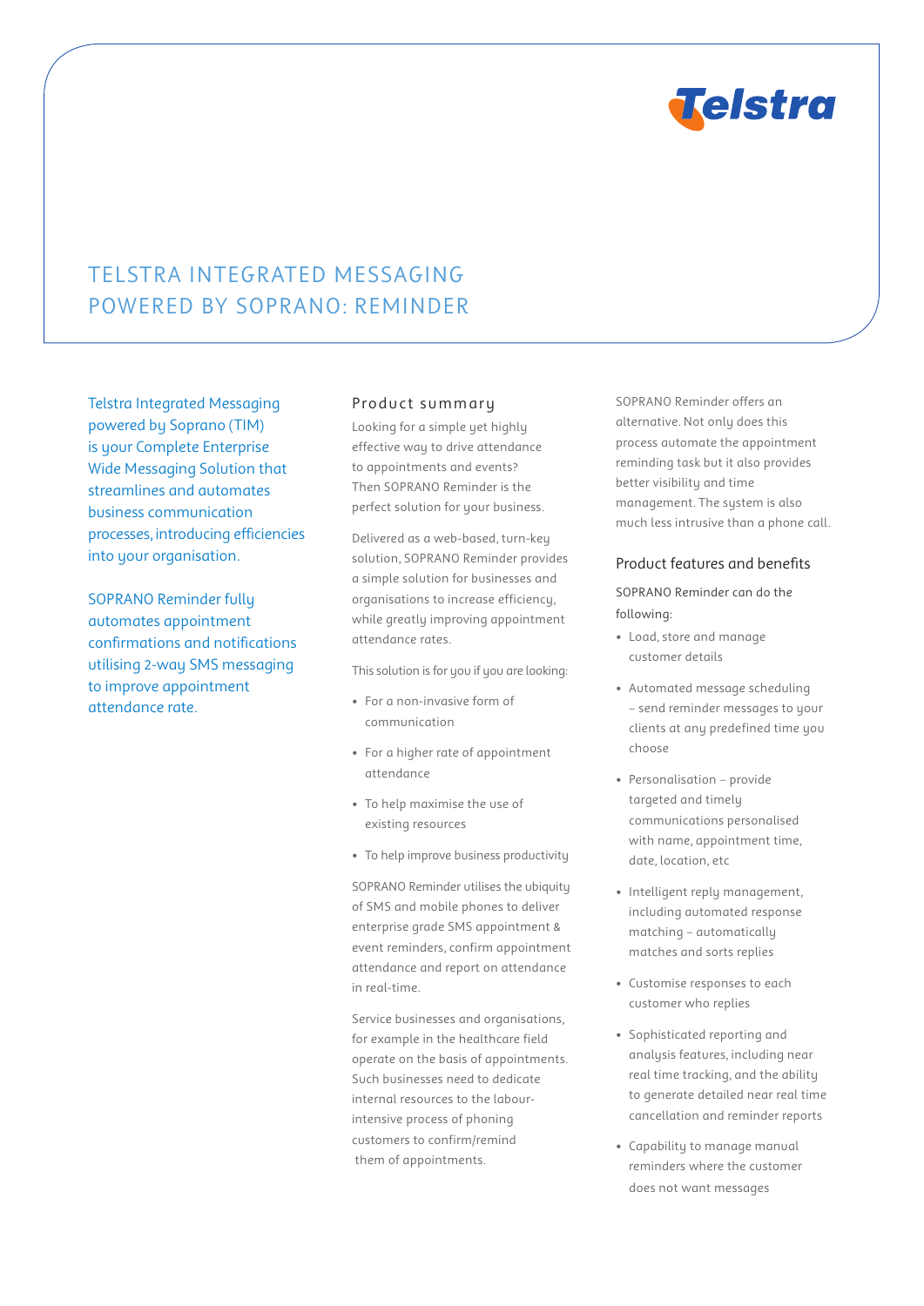Telstra

# TELSTRA INTEGRATED MESSAGING POWERED BY SOPRANO: REMINDER

Telstra Integrated Messaging powered by Soprano (TIM) is your Complete Enterprise Wide Messaging Solution that streamlines and automates business communication processes, introducing efficiencies into your organisation.

SOPRANO Reminder fully automates appointment confirmations and notifications utilising 2-way SMS messaging to improve appointment attendance rate.

## Product summary

Looking for a simple yet highly effective way to drive attendance to appointments and events? Then SOPRANO Reminder is the perfect solution for your business.

Delivered as a web-based, turn-key solution, SOPRANO Reminder provides a simple solution for businesses and organisations to increase efficiency, while greatly improving appointment attendance rates.

This solution is for you if you are looking:

- For a non-invasive form of communication
- For a higher rate of appointment attendance
- To help maximise the use of existing resources
- To help improve business productivity

SOPRANO Reminder utilises the ubiquity of SMS and mobile phones to deliver enterprise grade SMS appointment & event reminders, confirm appointment attendance and report on attendance in real-time.

Service businesses and organisations, for example in the healthcare field operate on the basis of appointments. Such businesses need to dedicate internal resources to the labour-intensive process of phoning customers to confirm/remind them of appointments.

SOPRANO Reminder offers an alternative. Not only does this process automate the appointment reminding task but it also provides better visibility and time management. The system is also much less intrusive than a phone call.

## Product features and benefits

SOPRANO Reminder can do the following:

- Load, store and manage customer details
- Automated message scheduling – send reminder messages to your clients at any predefined time you choose
- Personalisation – provide targeted and timely communications personalised with name, appointment time, date, location, etc
- Intelligent reply management, including automated response matching – automatically matches and sorts replies
- Customise responses to each customer who replies
- Sophisticated reporting and analysis features, including near real time tracking, and the ability to generate detailed near real time cancellation and reminder reports
- Capability to manage manual reminders where the customer does not want messages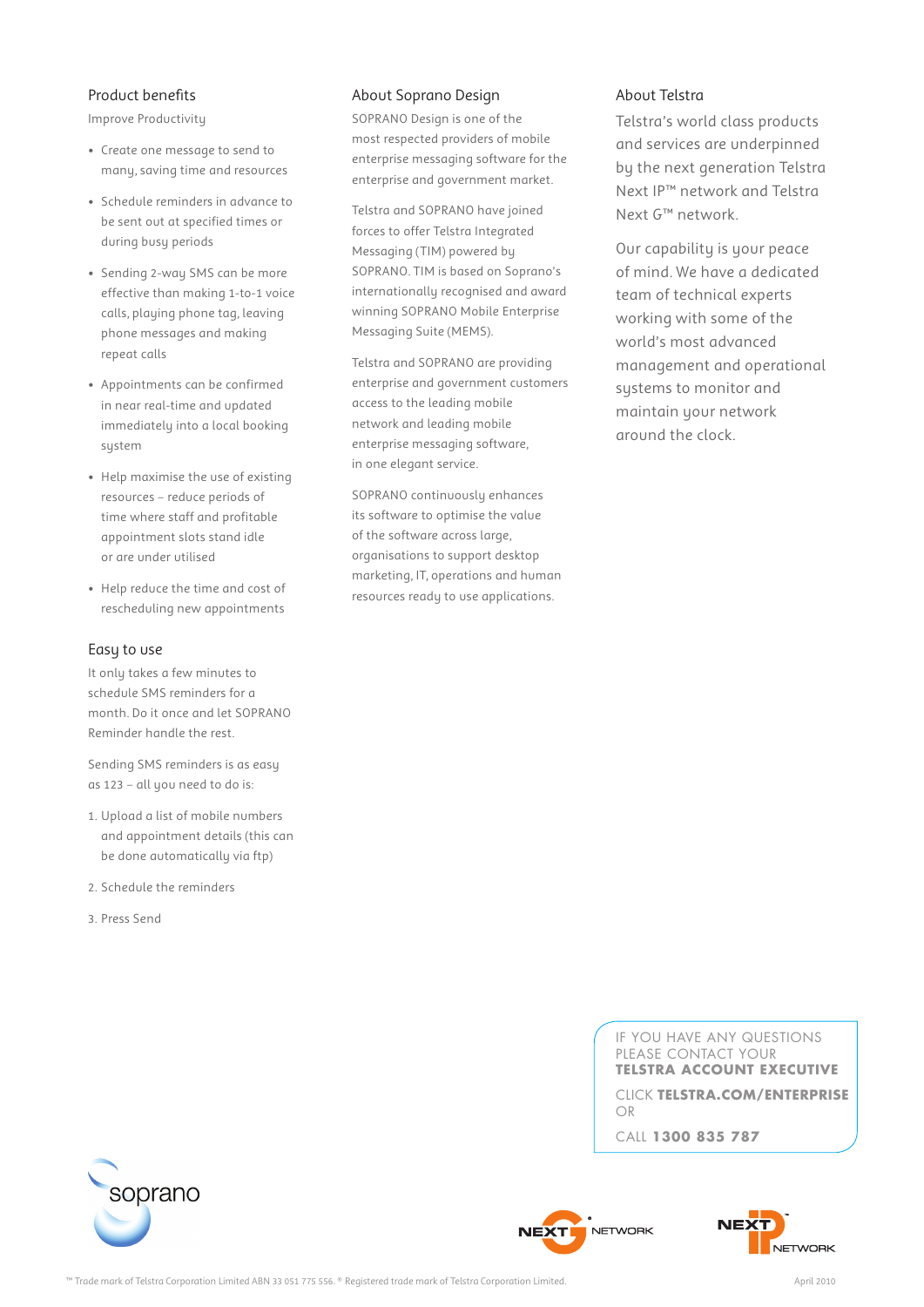## Product benefits

Improve Productivity

- Create one message to send to many, saving time and resources
- Schedule reminders in advance to be sent out at specified times or during busy periods
- Sending 2-way SMS can be more effective than making 1-to-1 voice calls, playing phone tag, leaving phone messages and making repeat calls
- Appointments can be confirmed in near real-time and updated immediately into a local booking system
- Help maximise the use of existing resources – reduce periods of time where staff and profitable appointment slots stand idle or are under utilised
- Help reduce the time and cost of rescheduling new appointments

## Easy to use

It only takes a few minutes to schedule SMS reminders for a month. Do it once and let SOPRANO Reminder handle the rest.

Sending SMS reminders is as easy as 123 – all you need to do is:

1. Upload a list of mobile numbers and appointment details (this can be done automatically via ftp)
2. Schedule the reminders
3. Press Send

## About Soprano Design

SOPRANO Design is one of the most respected providers of mobile enterprise messaging software for the enterprise and government market.

Telstra and SOPRANO have joined forces to offer Telstra Integrated Messaging (TIM) powered by SOPRANO. TIM is based on Soprano's internationally recognised and award winning SOPRANO Mobile Enterprise Messaging Suite (MEMS).

Telstra and SOPRANO are providing enterprise and government customers access to the leading mobile network and leading mobile enterprise messaging software, in one elegant service.

SOPRANO continuously enhances its software to optimise the value of the software across large, organisations to support desktop marketing, IT, operations and human resources ready to use applications.

## About Telstra

Telstra's world class products and services are underpinned by the next generation Telstra Next IP™ network and Telstra Next G™ network.

Our capability is your peace of mind. We have a dedicated team of technical experts working with some of the world's most advanced management and operational systems to monitor and maintain your network around the clock.

IF YOU HAVE ANY QUESTIONS PLEASE CONTACT YOUR **TELSTRA ACCOUNT EXECUTIVE**

CLICK **TELSTRA.COM/ENTERPRISE** OR

CALL **1300 835 787**

soprano

NEXT G NETWORK

NEXT IP NETWORK

™ Trade mark of Telstra Corporation Limited ABN 33 051 775 556. ® Registered trade mark of Telstra Corporation Limited.

April 2010